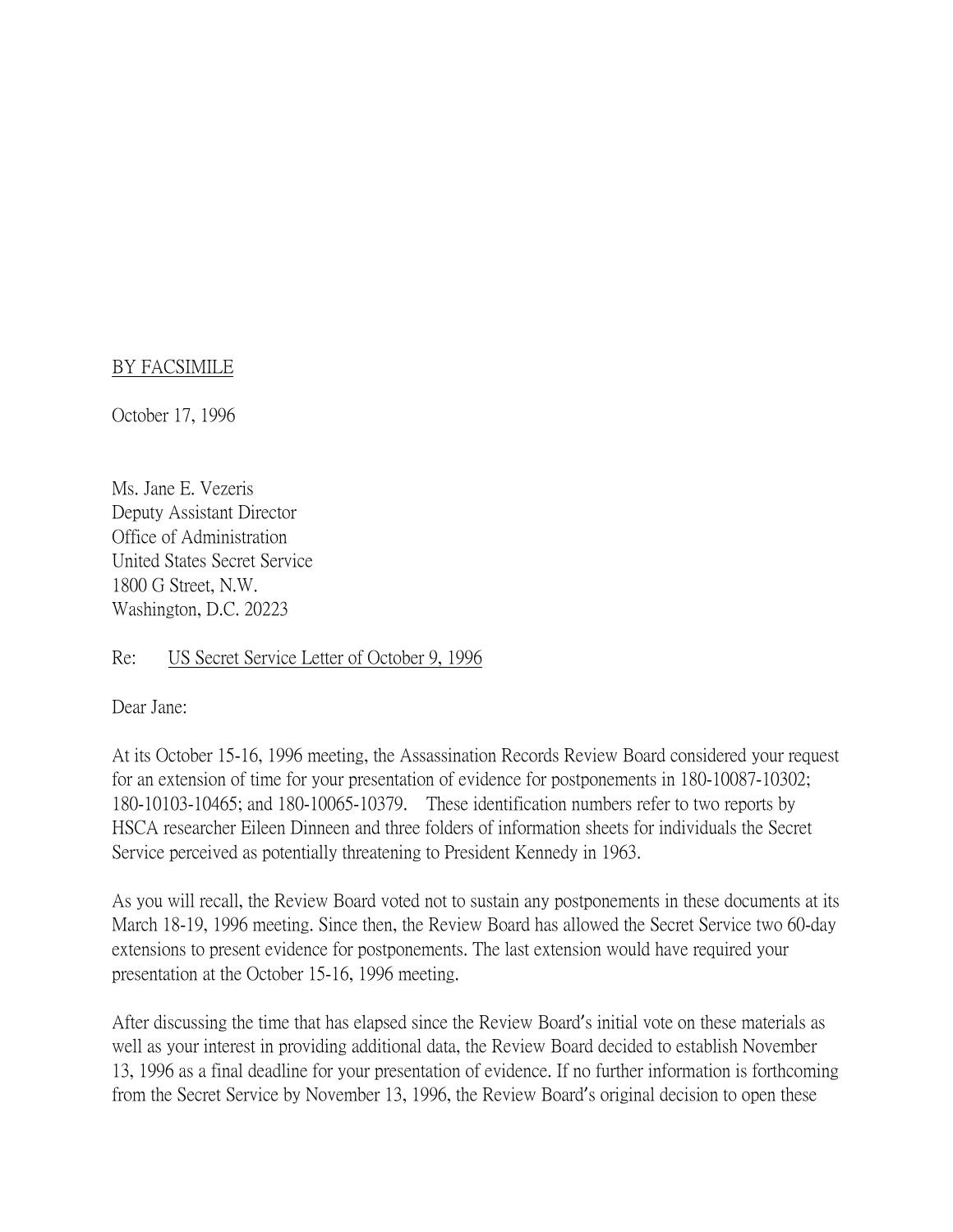<u>BY FACSIMILE</u>

October 17, 1996

Ms. Jane E. Vezeris
Deputy Assistant Director
Office of Administration
United States Secret Service
1800 G Street, N.W.
Washington, D.C. 20223

Re: <u>US Secret Service Letter of October 9, 1996</u>

Dear Jane:

At its October 15-16, 1996 meeting, the Assassination Records Review Board considered your request for an extension of time for your presentation of evidence for postponements in 180-10087-10302; 180-10103-10465; and 180-10065-10379. These identification numbers refer to two reports by HSCA researcher Eileen Dinneen and three folders of information sheets for individuals the Secret Service perceived as potentially threatening to President Kennedy in 1963.

As you will recall, the Review Board voted not to sustain any postponements in these documents at its March 18-19, 1996 meeting. Since then, the Review Board has allowed the Secret Service two 60-day extensions to present evidence for postponements. The last extension would have required your presentation at the October 15-16, 1996 meeting.

After discussing the time that has elapsed since the Review Board's initial vote on these materials as well as your interest in providing additional data, the Review Board decided to establish November 13, 1996 as a final deadline for your presentation of evidence. If no further information is forthcoming from the Secret Service by November 13, 1996, the Review Board's original decision to open these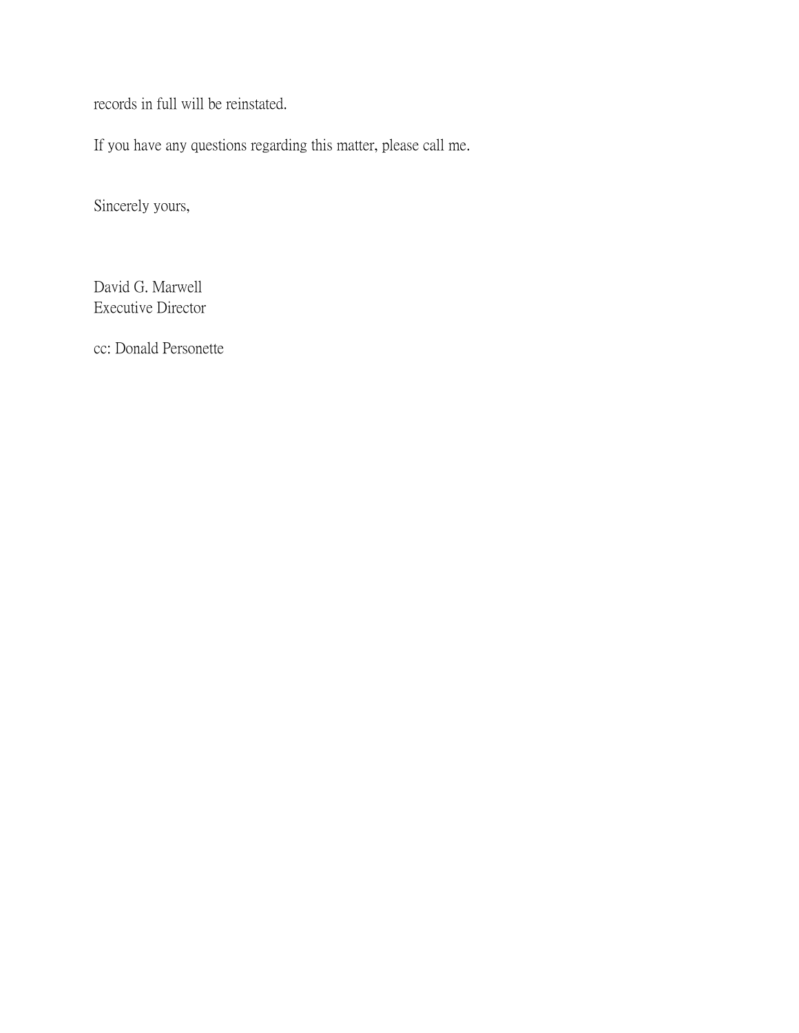records in full will be reinstated.

If you have any questions regarding this matter, please call me.

Sincerely yours,

David G. Marwell  
Executive Director

cc: Donald Personette